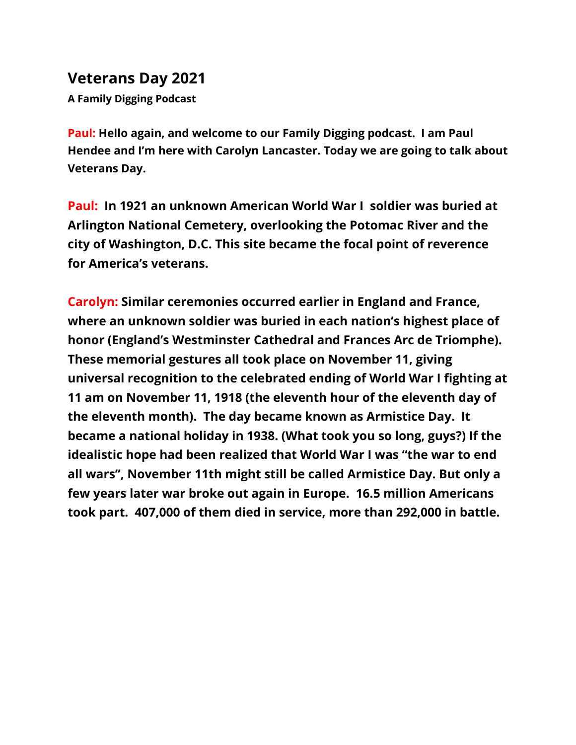## Veterans Day 2021

**A Family Digging Podcast**

**Paul: Hello again, and welcome to our Family Digging podcast. I am Paul Hendee and I'm here with Carolyn Lancaster. Today we are going to talk about Veterans Day.**

**Paul: In 1921 an unknown American World War I soldier was buried at Arlington National Cemetery, overlooking the Potomac River and the city of Washington, D.C. This site became the focal point of reverence for America's veterans.**

**Carolyn: Similar ceremonies occurred earlier in England and France, where an unknown soldier was buried in each nation's highest place of honor (England's Westminster Cathedral and Frances Arc de Triomphe). These memorial gestures all took place on November 11, giving universal recognition to the celebrated ending of World War I fighting at 11 am on November 11, 1918 (the eleventh hour of the eleventh day of the eleventh month). The day became known as Armistice Day. It became a national holiday in 1938. (What took you so long, guys?) If the idealistic hope had been realized that World War I was "the war to end all wars", November 11th might still be called Armistice Day. But only a few years later war broke out again in Europe. 16.5 million Americans took part. 407,000 of them died in service, more than 292,000 in battle.**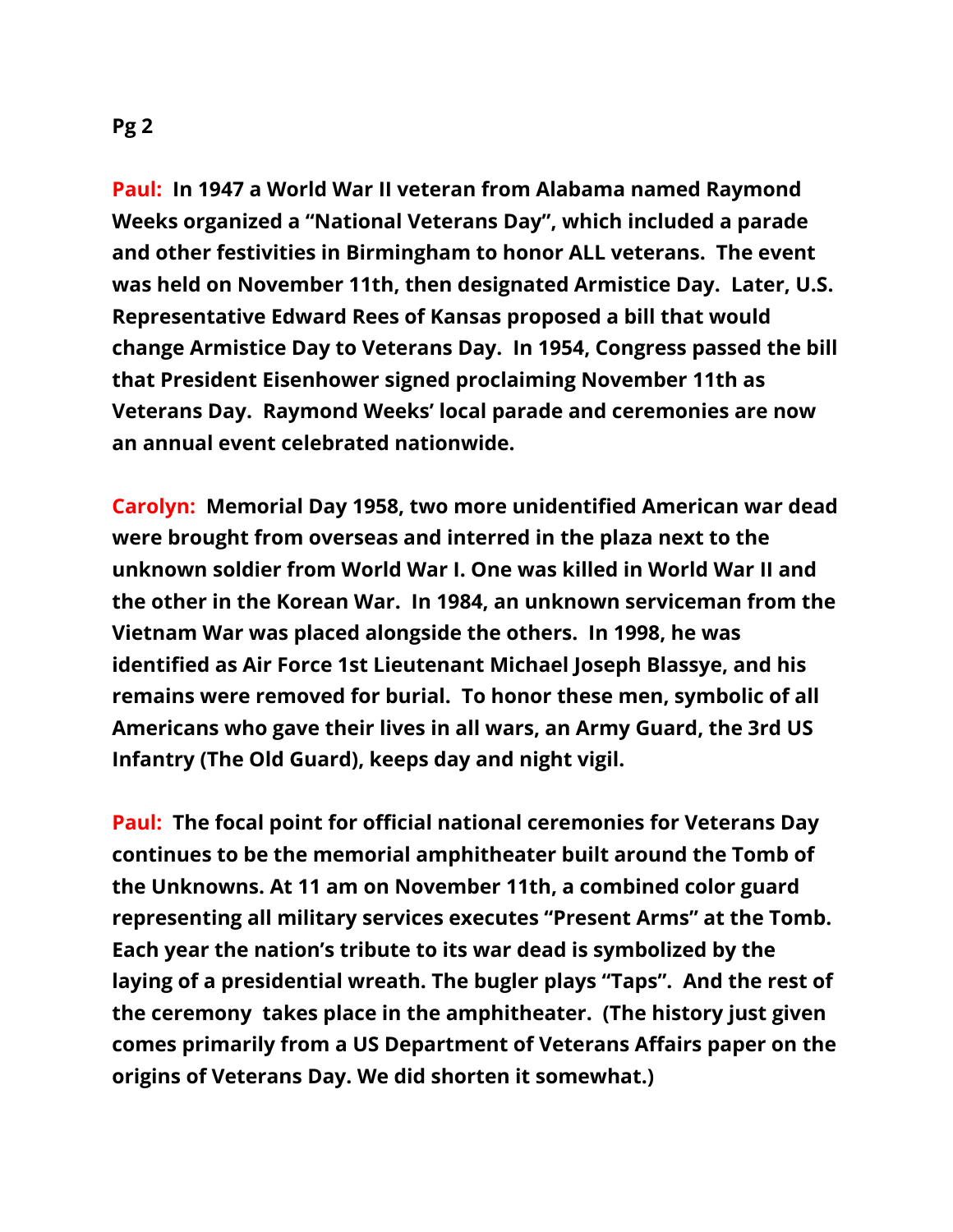**Pg 2**

**Paul:** **In 1947 a World War II veteran from Alabama named Raymond Weeks organized a "National Veterans Day", which included a parade and other festivities in Birmingham to honor ALL veterans. The event was held on November 11th, then designated Armistice Day. Later, U.S. Representative Edward Rees of Kansas proposed a bill that would change Armistice Day to Veterans Day. In 1954, Congress passed the bill that President Eisenhower signed proclaiming November 11th as Veterans Day. Raymond Weeks' local parade and ceremonies are now an annual event celebrated nationwide.**

**Carolyn:** **Memorial Day 1958, two more unidentified American war dead were brought from overseas and interred in the plaza next to the unknown soldier from World War I. One was killed in World War II and the other in the Korean War. In 1984, an unknown serviceman from the Vietnam War was placed alongside the others. In 1998, he was identified as Air Force 1st Lieutenant Michael Joseph Blassye, and his remains were removed for burial. To honor these men, symbolic of all Americans who gave their lives in all wars, an Army Guard, the 3rd US Infantry (The Old Guard), keeps day and night vigil.**

**Paul:** **The focal point for official national ceremonies for Veterans Day continues to be the memorial amphitheater built around the Tomb of the Unknowns. At 11 am on November 11th, a combined color guard representing all military services executes "Present Arms" at the Tomb. Each year the nation's tribute to its war dead is symbolized by the laying of a presidential wreath. The bugler plays "Taps". And the rest of the ceremony takes place in the amphitheater. (The history just given comes primarily from a US Department of Veterans Affairs paper on the origins of Veterans Day. We did shorten it somewhat.)**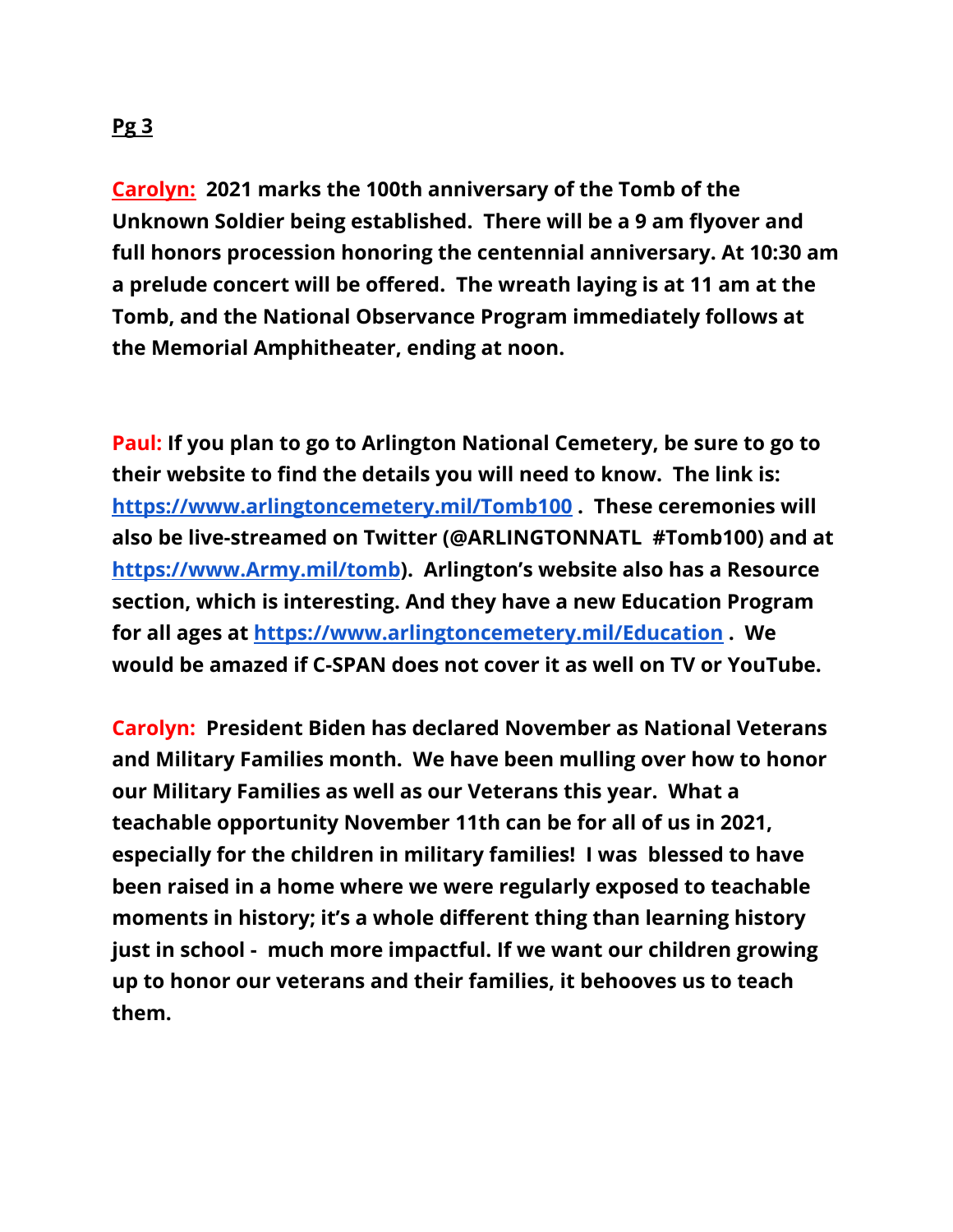**Pg 3**

**Carolyn:** **2021 marks the 100th anniversary of the Tomb of the Unknown Soldier being established. There will be a 9 am flyover and full honors procession honoring the centennial anniversary. At 10:30 am a prelude concert will be offered. The wreath laying is at 11 am at the Tomb, and the National Observance Program immediately follows at the Memorial Amphitheater, ending at noon.**

**Paul: If you plan to go to Arlington National Cemetery, be sure to go to their website to find the details you will need to know. The link is: [https://www.arlingtoncemetery.mil/Tomb100](https://www.arlingtoncemetery.mil/Tomb100) . These ceremonies will also be live-streamed on Twitter (@ARLINGTONNATL #Tomb100) and at [https://www.Army.mil/tomb](https://www.Army.mil/tomb)). Arlington's website also has a Resource section, which is interesting. And they have a new Education Program for all ages at [https://www.arlingtoncemetery.mil/Education](https://www.arlingtoncemetery.mil/Education) . We would be amazed if C-SPAN does not cover it as well on TV or YouTube.**

**Carolyn: President Biden has declared November as National Veterans and Military Families month. We have been mulling over how to honor our Military Families as well as our Veterans this year. What a teachable opportunity November 11th can be for all of us in 2021, especially for the children in military families! I was blessed to have been raised in a home where we were regularly exposed to teachable moments in history; it's a whole different thing than learning history just in school - much more impactful. If we want our children growing up to honor our veterans and their families, it behooves us to teach them.**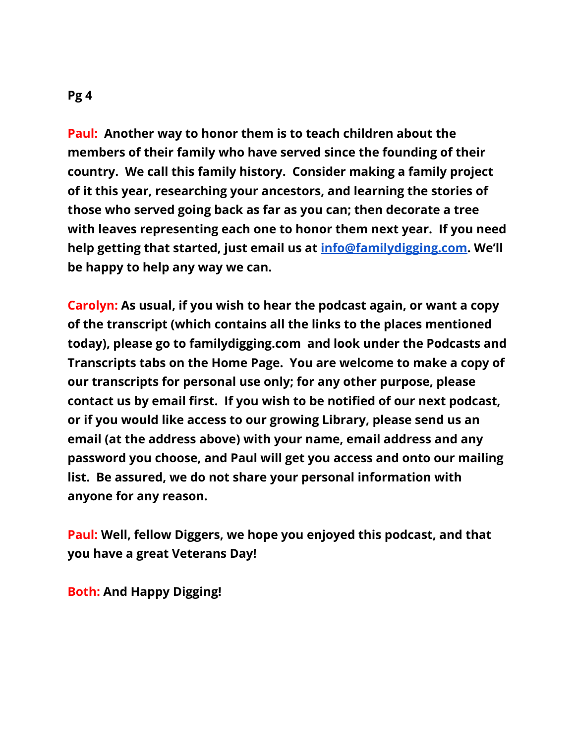**Paul:** **Another way to honor them is to teach children about the members of their family who have served since the founding of their country. We call this family history. Consider making a family project of it this year, researching your ancestors, and learning the stories of those who served going back as far as you can; then decorate a tree with leaves representing each one to honor them next year. If you need help getting that started, just email us at [info@familydigging.com](mailto:info@familydigging.com). We'll be happy to help any way we can.**

**Carolyn:** **As usual, if you wish to hear the podcast again, or want a copy of the transcript (which contains all the links to the places mentioned today), please go to familydigging.com and look under the Podcasts and Transcripts tabs on the Home Page. You are welcome to make a copy of our transcripts for personal use only; for any other purpose, please contact us by email first. If you wish to be notified of our next podcast, or if you would like access to our growing Library, please send us an email (at the address above) with your name, email address and any password you choose, and Paul will get you access and onto our mailing list. Be assured, we do not share your personal information with anyone for any reason.**

**Paul:** **Well, fellow Diggers, we hope you enjoyed this podcast, and that you have a great Veterans Day!**

**Both:** **And Happy Digging!**